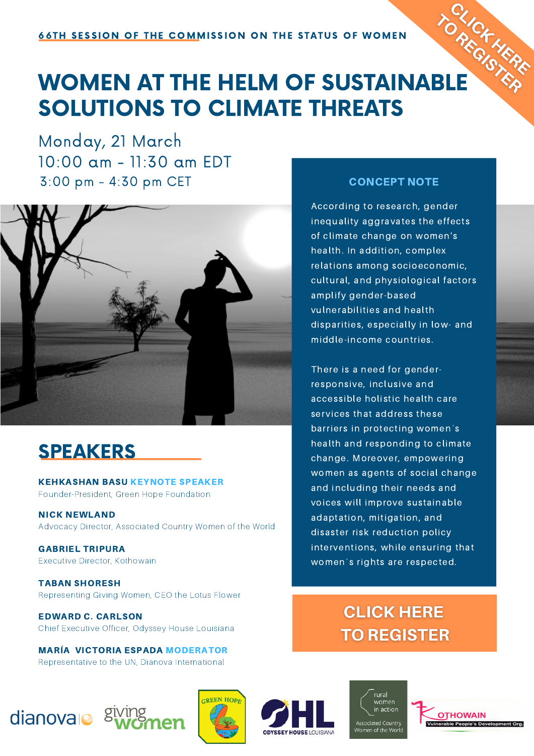66TH SESSION OF THE COMMISSION ON THE STATUS OF WOMEN

CLICK HERE TO REGISTER

# WOMEN AT THE HELM OF SUSTAINABLE SOLUTIONS TO CLIMATE THREATS

Monday, 21 March
10:00 am - 11:30 am EDT
3:00 pm - 4:30 pm CET

## CONCEPT NOTE

According to research, gender inequality aggravates the effects of climate change on women's health. In addition, complex relations among socioeconomic, cultural, and physiological factors amplify gender-based vulnerabilities and health disparities, especially in low- and middle-income countries.

There is a need for gender-responsive, inclusive and accessible holistic health care services that address these barriers in protecting women´s health and responding to climate change. Moreover, empowering women as agents of social change and including their needs and voices will improve sustainable adaptation, mitigation, and disaster risk reduction policy interventions, while ensuring that women´s rights are respected.

## SPEAKERS

**KEHKASHAN BASU** KEYNOTE SPEAKER
Founder-President, Green Hope Foundation

**NICK NEWLAND**
Advocacy Director, Associated Country Women of the World

**GABRIEL TRIPURA**
Executive Director, Kothowain

**TABAN SHORESH**
Representing Giving Women, CEO the Lotus Flower

**EDWARD C. CARLSON**
Chief Executive Officer, Odyssey House Louisiana

**MARÍA VICTORIA ESPADA** MODERATOR
Representative to the UN, Dianova International

CLICK HERE TO REGISTER

dianova | giving women | GREEN HOPE | ODYSSEY HOUSE LOUISIANA | rural women in action – Associated Country Women of the World | KOTHOWAIN – Vulnerable People's Development Org.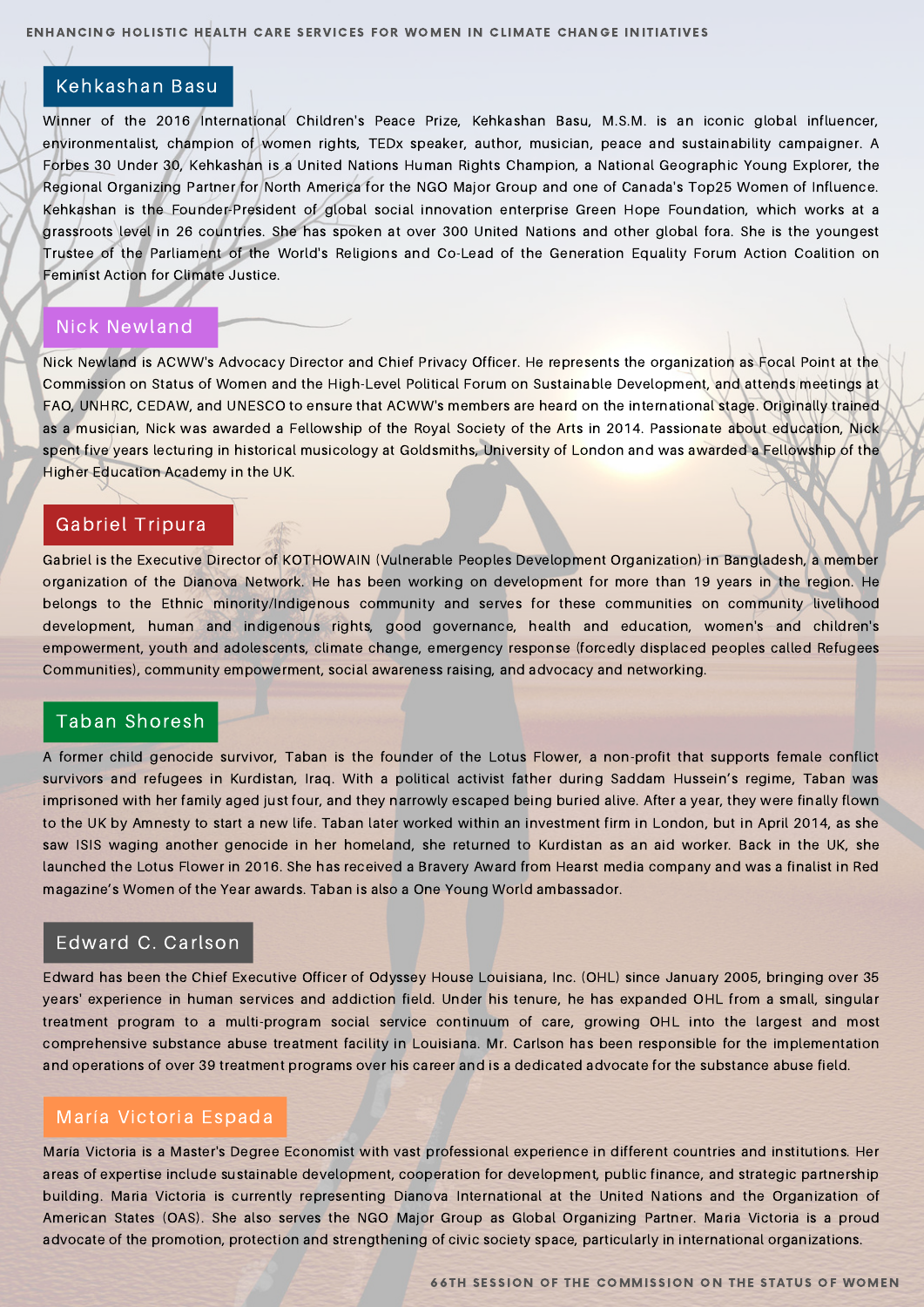## Kehkashan Basu

Winner of the 2016 International Children's Peace Prize, Kehkashan Basu, M.S.M. is an iconic global influencer, environmentalist, champion of women rights, TEDx speaker, author, musician, peace and sustainability campaigner. A Forbes 30 Under 30, Kehkashan is a United Nations Human Rights Champion, a National Geographic Young Explorer, the Regional Organizing Partner for North America for the NGO Major Group and one of Canada's Top25 Women of Influence. Kehkashan is the Founder-President of global social innovation enterprise Green Hope Foundation, which works at a grassroots level in 26 countries. She has spoken at over 300 United Nations and other global fora. She is the youngest Trustee of the Parliament of the World's Religions and Co-Lead of the Generation Equality Forum Action Coalition on Feminist Action for Climate Justice.

## Nick Newland

Nick Newland is ACWW's Advocacy Director and Chief Privacy Officer. He represents the organization as Focal Point at the Commission on Status of Women and the High-Level Political Forum on Sustainable Development, and attends meetings at FAO, UNHRC, CEDAW, and UNESCO to ensure that ACWW's members are heard on the international stage. Originally trained as a musician, Nick was awarded a Fellowship of the Royal Society of the Arts in 2014. Passionate about education, Nick spent five years lecturing in historical musicology at Goldsmiths, University of London and was awarded a Fellowship of the Higher Education Academy in the UK.

## Gabriel Tripura

Gabriel is the Executive Director of KOTHOWAIN (Vulnerable Peoples Development Organization) in Bangladesh, a member organization of the Dianova Network. He has been working on development for more than 19 years in the region. He belongs to the Ethnic minority/Indigenous community and serves for these communities on community livelihood development, human and indigenous rights, good governance, health and education, women's and children's empowerment, youth and adolescents, climate change, emergency response (forcedly displaced peoples called Refugees Communities), community empowerment, social awareness raising, and advocacy and networking.

## Taban Shoresh

A former child genocide survivor, Taban is the founder of the Lotus Flower, a non-profit that supports female conflict survivors and refugees in Kurdistan, Iraq. With a political activist father during Saddam Hussein's regime, Taban was imprisoned with her family aged just four, and they narrowly escaped being buried alive. After a year, they were finally flown to the UK by Amnesty to start a new life. Taban later worked within an investment firm in London, but in April 2014, as she saw ISIS waging another genocide in her homeland, she returned to Kurdistan as an aid worker. Back in the UK, she launched the Lotus Flower in 2016. She has received a Bravery Award from Hearst media company and was a finalist in Red magazine's Women of the Year awards. Taban is also a One Young World ambassador.

## Edward C. Carlson

Edward has been the Chief Executive Officer of Odyssey House Louisiana, Inc. (OHL) since January 2005, bringing over 35 years' experience in human services and addiction field. Under his tenure, he has expanded OHL from a small, singular treatment program to a multi-program social service continuum of care, growing OHL into the largest and most comprehensive substance abuse treatment facility in Louisiana. Mr. Carlson has been responsible for the implementation and operations of over 39 treatment programs over his career and is a dedicated advocate for the substance abuse field.

## María Victoria Espada

María Victoria is a Master's Degree Economist with vast professional experience in different countries and institutions. Her areas of expertise include sustainable development, cooperation for development, public finance, and strategic partnership building. Maria Victoria is currently representing Dianova International at the United Nations and the Organization of American States (OAS). She also serves the NGO Major Group as Global Organizing Partner. Maria Victoria is a proud advocate of the promotion, protection and strengthening of civic society space, particularly in international organizations.